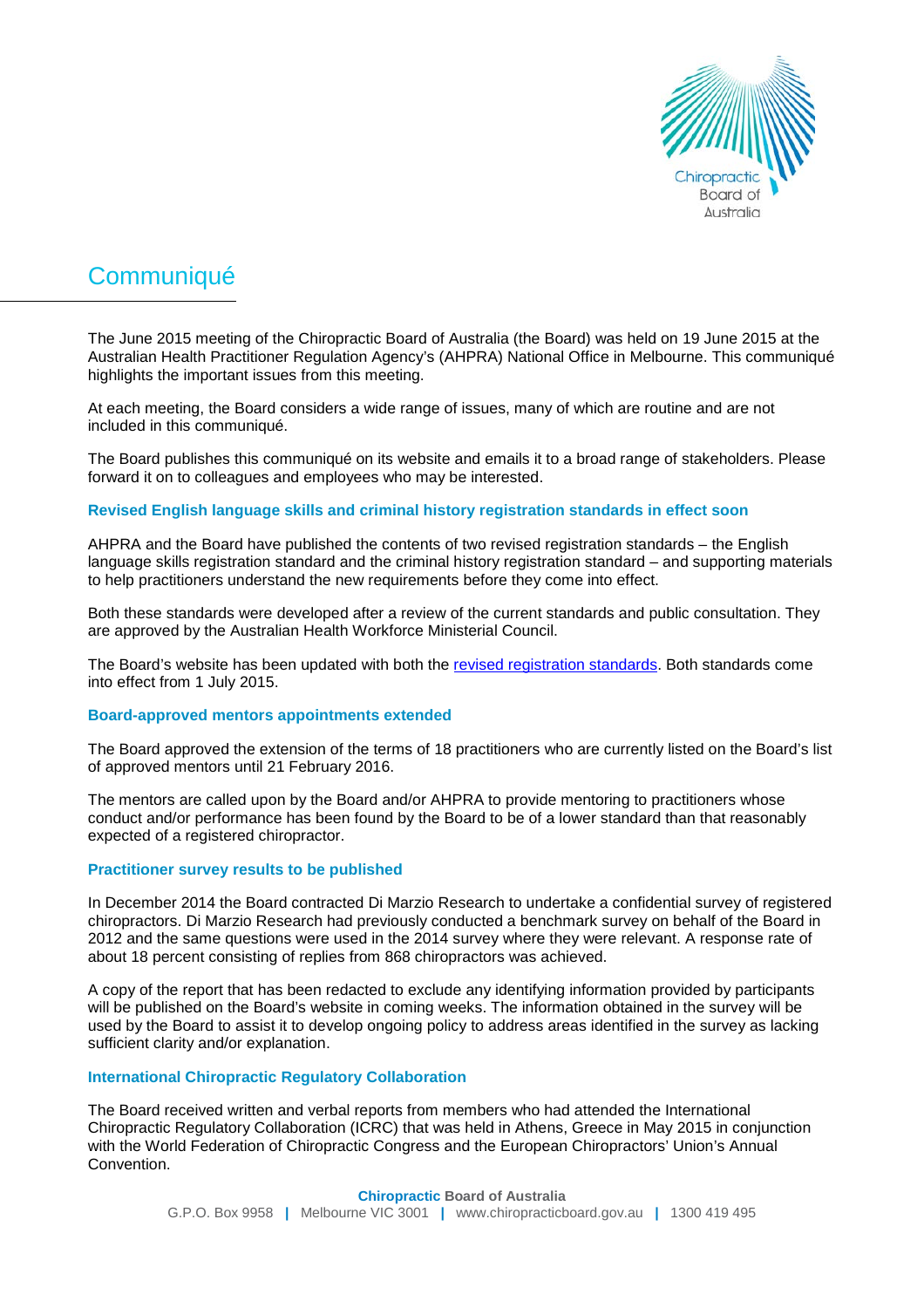# Communiqué

The June 2015 meeting of the Chiropractic Board of Australia (the Board) was held on 19 June 2015 at the Australian Health Practitioner Regulation Agency's (AHPRA) National Office in Melbourne. This communiqué highlights the important issues from this meeting.

At each meeting, the Board considers a wide range of issues, many of which are routine and are not included in this communiqué.

The Board publishes this communiqué on its website and emails it to a broad range of stakeholders. Please forward it on to colleagues and employees who may be interested.

### Revised English language skills and criminal history registration standards in effect soon

AHPRA and the Board have published the contents of two revised registration standards – the English language skills registration standard and the criminal history registration standard – and supporting materials to help practitioners understand the new requirements before they come into effect.

Both these standards were developed after a review of the current standards and public consultation. They are approved by the Australian Health Workforce Ministerial Council.

The Board's website has been updated with both the revised registration standards. Both standards come into effect from 1 July 2015.

### Board-approved mentors appointments extended

The Board approved the extension of the terms of 18 practitioners who are currently listed on the Board's list of approved mentors until 21 February 2016.

The mentors are called upon by the Board and/or AHPRA to provide mentoring to practitioners whose conduct and/or performance has been found by the Board to be of a lower standard than that reasonably expected of a registered chiropractor.

### Practitioner survey results to be published

In December 2014 the Board contracted Di Marzio Research to undertake a confidential survey of registered chiropractors. Di Marzio Research had previously conducted a benchmark survey on behalf of the Board in 2012 and the same questions were used in the 2014 survey where they were relevant. A response rate of about 18 percent consisting of replies from 868 chiropractors was achieved.

A copy of the report that has been redacted to exclude any identifying information provided by participants will be published on the Board's website in coming weeks. The information obtained in the survey will be used by the Board to assist it to develop ongoing policy to address areas identified in the survey as lacking sufficient clarity and/or explanation.

### International Chiropractic Regulatory Collaboration

The Board received written and verbal reports from members who had attended the International Chiropractic Regulatory Collaboration (ICRC) that was held in Athens, Greece in May 2015 in conjunction with the World Federation of Chiropractic Congress and the European Chiropractors' Union's Annual Convention.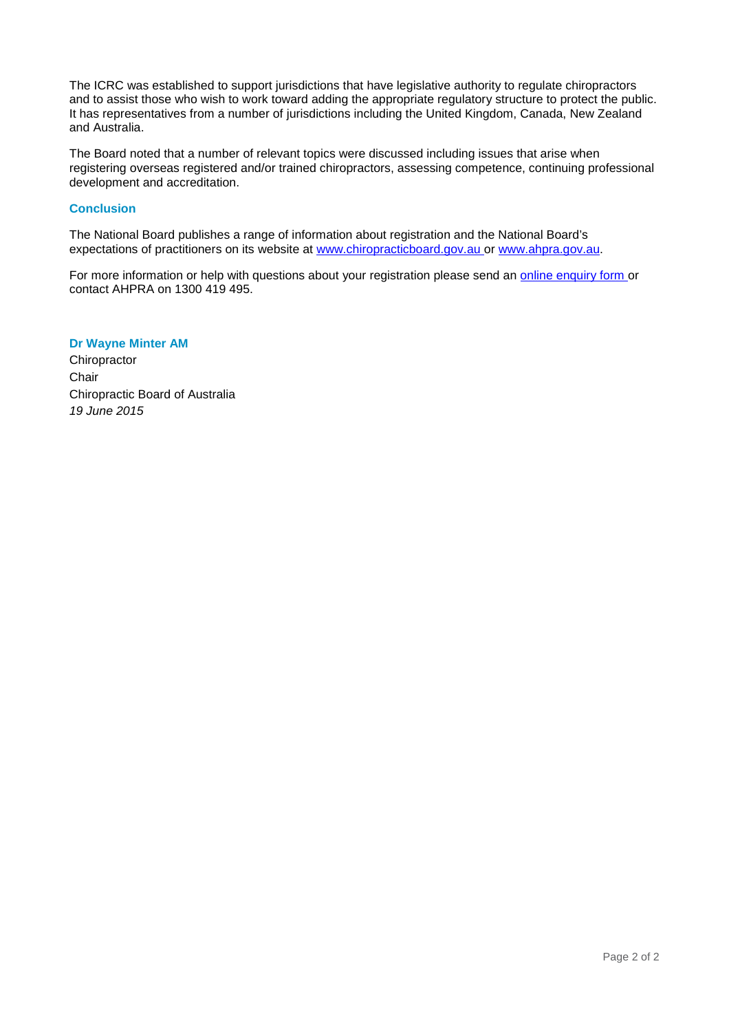The ICRC was established to support jurisdictions that have legislative authority to regulate chiropractors and to assist those who wish to work toward adding the appropriate regulatory structure to protect the public. It has representatives from a number of jurisdictions including the United Kingdom, Canada, New Zealand and Australia.

The Board noted that a number of relevant topics were discussed including issues that arise when registering overseas registered and/or trained chiropractors, assessing competence, continuing professional development and accreditation.

## Conclusion

The National Board publishes a range of information about registration and the National Board's expectations of practitioners on its website at www.chiropracticboard.gov.au or www.ahpra.gov.au.

For more information or help with questions about your registration please send an online enquiry form or contact AHPRA on 1300 419 495.

**Dr Wayne Minter AM**
Chiropractor
Chair
Chiropractic Board of Australia
*19 June 2015*